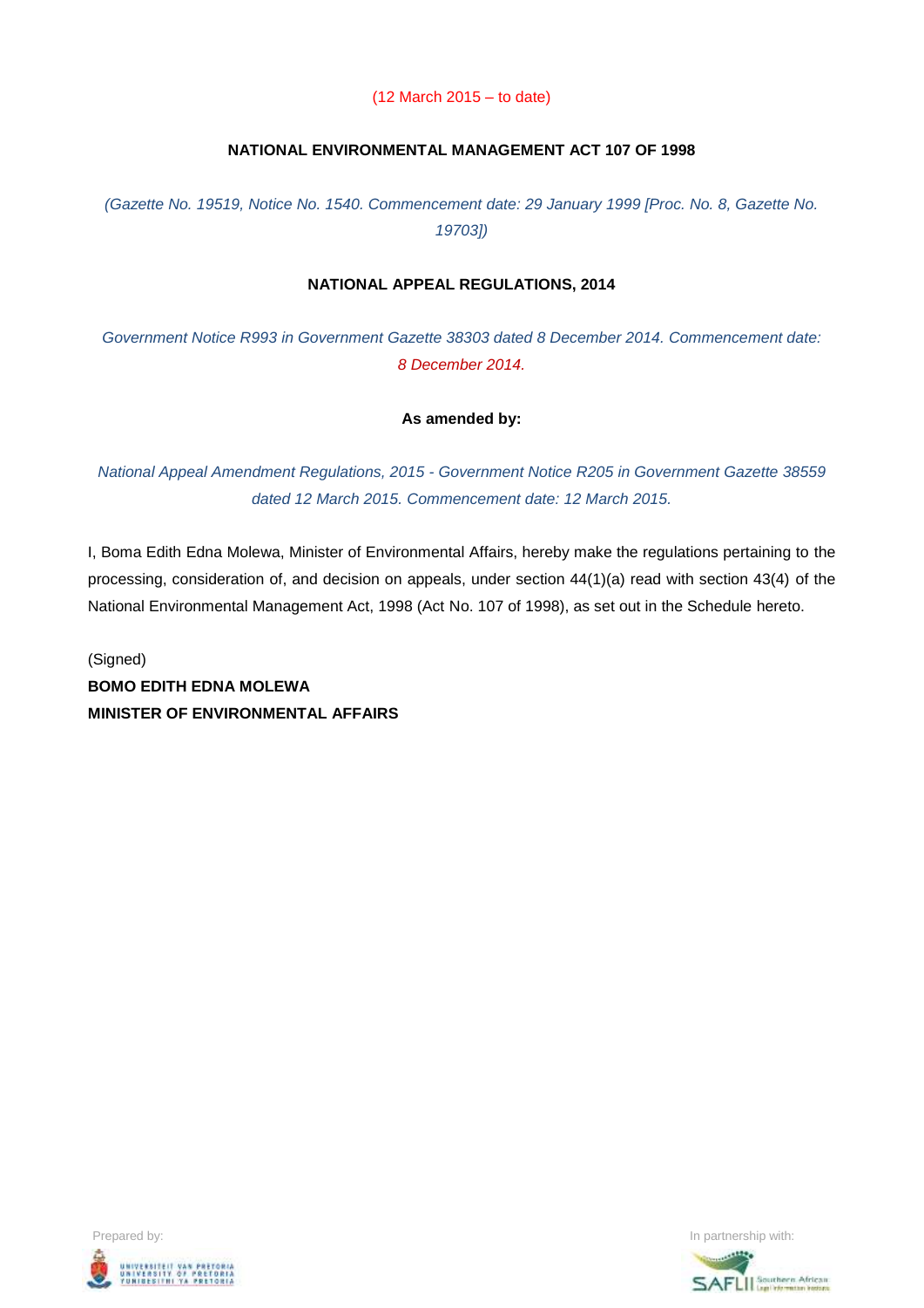(12 March 2015 – to date)

# NATIONAL ENVIRONMENTAL MANAGEMENT ACT 107 OF 1998

*(Gazette No. 19519, Notice No. 1540. Commencement date: 29 January 1999 [Proc. No. 8, Gazette No. 19703])*

## NATIONAL APPEAL REGULATIONS, 2014

*Government Notice R993 in Government Gazette 38303 dated 8 December 2014. Commencement date: 8 December 2014.*

**As amended by:**

*National Appeal Amendment Regulations, 2015 - Government Notice R205 in Government Gazette 38559 dated 12 March 2015. Commencement date: 12 March 2015.*

I, Boma Edith Edna Molewa, Minister of Environmental Affairs, hereby make the regulations pertaining to the processing, consideration of, and decision on appeals, under section 44(1)(a) read with section 43(4) of the National Environmental Management Act, 1998 (Act No. 107 of 1998), as set out in the Schedule hereto.

(Signed)
**BOMO EDITH EDNA MOLEWA**
**MINISTER OF ENVIRONMENTAL AFFAIRS**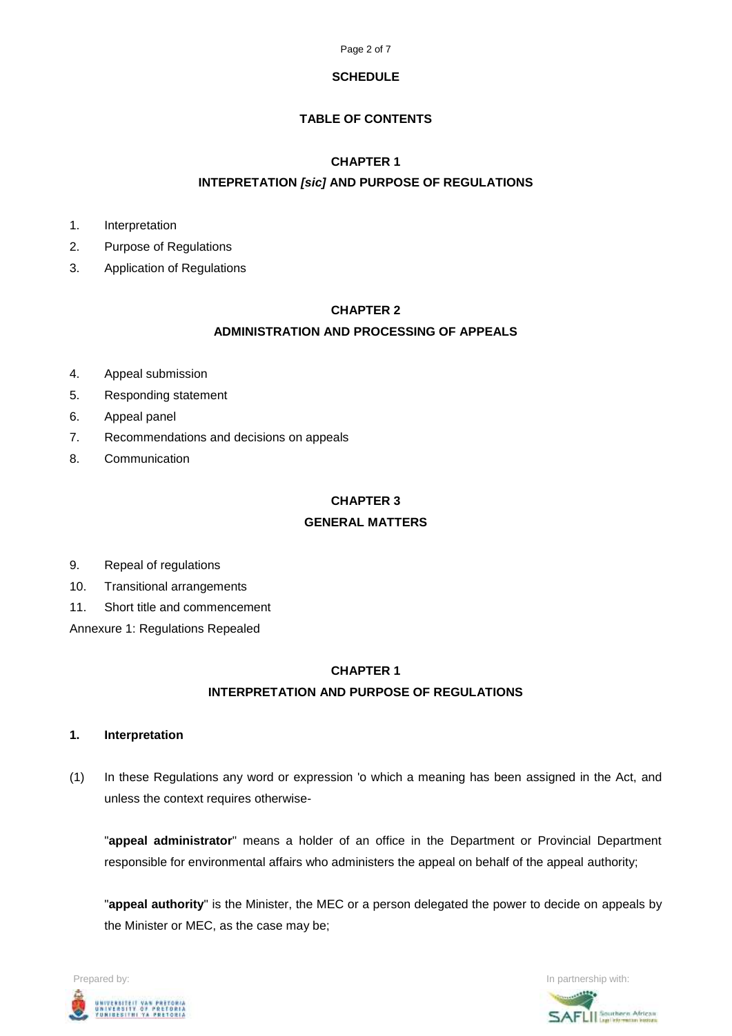**SCHEDULE**

**TABLE OF CONTENTS**

**CHAPTER 1**

**INTEPRETATION *[sic]* AND PURPOSE OF REGULATIONS**

1. Interpretation
2. Purpose of Regulations
3. Application of Regulations

**CHAPTER 2**

**ADMINISTRATION AND PROCESSING OF APPEALS**

4. Appeal submission
5. Responding statement
6. Appeal panel
7. Recommendations and decisions on appeals
8. Communication

**CHAPTER 3**

**GENERAL MATTERS**

9. Repeal of regulations
10. Transitional arrangements
11. Short title and commencement

Annexure 1: Regulations Repealed

## CHAPTER 1

## INTERPRETATION AND PURPOSE OF REGULATIONS

### 1. Interpretation

(1) In these Regulations any word or expression 'o which a meaning has been assigned in the Act, and unless the context requires otherwise-

"**appeal administrator**" means a holder of an office in the Department or Provincial Department responsible for environmental affairs who administers the appeal on behalf of the appeal authority;

"**appeal authority**" is the Minister, the MEC or a person delegated the power to decide on appeals by the Minister or MEC, as the case may be;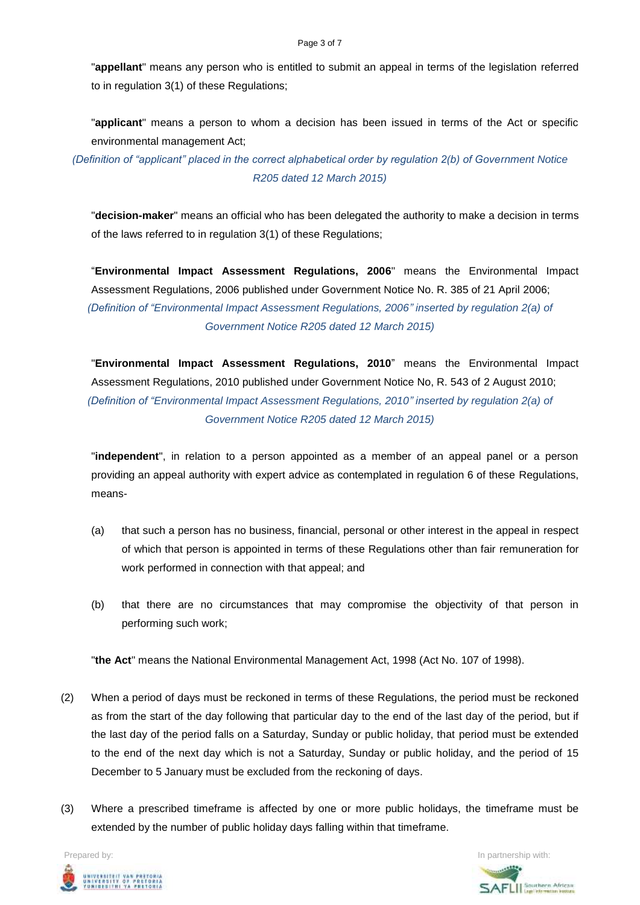"**appellant**" means any person who is entitled to submit an appeal in terms of the legislation referred to in regulation 3(1) of these Regulations;

"**applicant**" means a person to whom a decision has been issued in terms of the Act or specific environmental management Act;

*(Definition of "applicant" placed in the correct alphabetical order by regulation 2(b) of Government Notice R205 dated 12 March 2015)*

"**decision-maker**" means an official who has been delegated the authority to make a decision in terms of the laws referred to in regulation 3(1) of these Regulations;

"**Environmental Impact Assessment Regulations, 2006**" means the Environmental Impact Assessment Regulations, 2006 published under Government Notice No. R. 385 of 21 April 2006;

*(Definition of "Environmental Impact Assessment Regulations, 2006" inserted by regulation 2(a) of Government Notice R205 dated 12 March 2015)*

"**Environmental Impact Assessment Regulations, 2010**" means the Environmental Impact Assessment Regulations, 2010 published under Government Notice No, R. 543 of 2 August 2010;

*(Definition of "Environmental Impact Assessment Regulations, 2010" inserted by regulation 2(a) of Government Notice R205 dated 12 March 2015)*

"**independent**", in relation to a person appointed as a member of an appeal panel or a person providing an appeal authority with expert advice as contemplated in regulation 6 of these Regulations, means-

(a) that such a person has no business, financial, personal or other interest in the appeal in respect of which that person is appointed in terms of these Regulations other than fair remuneration for work performed in connection with that appeal; and

(b) that there are no circumstances that may compromise the objectivity of that person in performing such work;

"**the Act**" means the National Environmental Management Act, 1998 (Act No. 107 of 1998).

(2) When a period of days must be reckoned in terms of these Regulations, the period must be reckoned as from the start of the day following that particular day to the end of the last day of the period, but if the last day of the period falls on a Saturday, Sunday or public holiday, that period must be extended to the end of the next day which is not a Saturday, Sunday or public holiday, and the period of 15 December to 5 January must be excluded from the reckoning of days.

(3) Where a prescribed timeframe is affected by one or more public holidays, the timeframe must be extended by the number of public holiday days falling within that timeframe.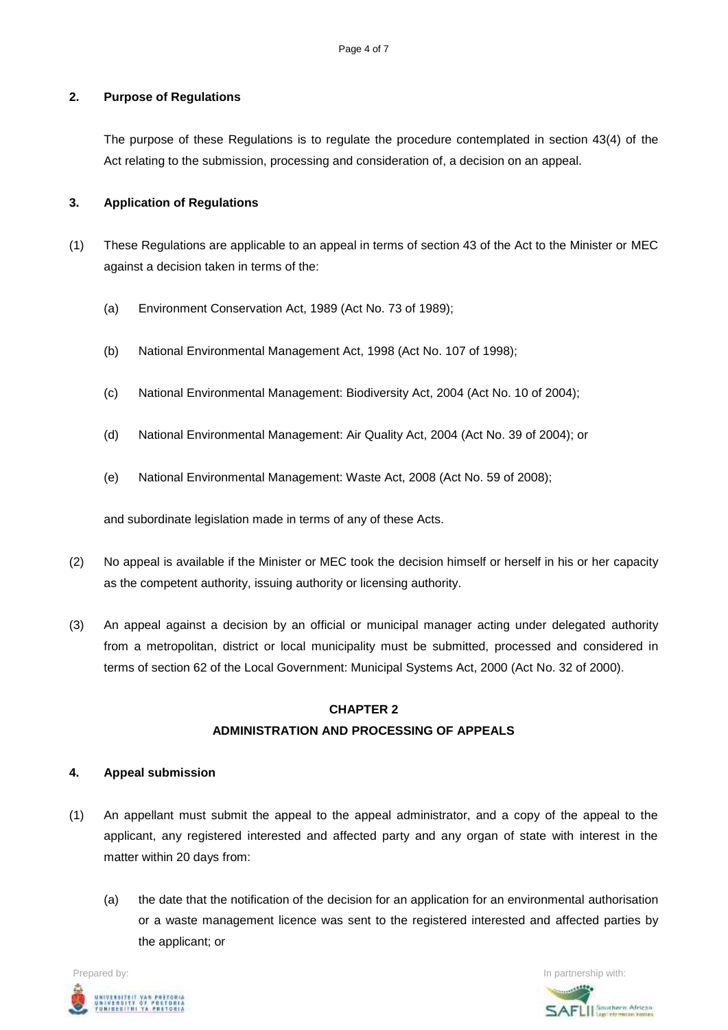## 2. Purpose of Regulations

The purpose of these Regulations is to regulate the procedure contemplated in section 43(4) of the Act relating to the submission, processing and consideration of, a decision on an appeal.

## 3. Application of Regulations

(1) These Regulations are applicable to an appeal in terms of section 43 of the Act to the Minister or MEC against a decision taken in terms of the:

(a) Environment Conservation Act, 1989 (Act No. 73 of 1989);

(b) National Environmental Management Act, 1998 (Act No. 107 of 1998);

(c) National Environmental Management: Biodiversity Act, 2004 (Act No. 10 of 2004);

(d) National Environmental Management: Air Quality Act, 2004 (Act No. 39 of 2004); or

(e) National Environmental Management: Waste Act, 2008 (Act No. 59 of 2008);

and subordinate legislation made in terms of any of these Acts.

(2) No appeal is available if the Minister or MEC took the decision himself or herself in his or her capacity as the competent authority, issuing authority or licensing authority.

(3) An appeal against a decision by an official or municipal manager acting under delegated authority from a metropolitan, district or local municipality must be submitted, processed and considered in terms of section 62 of the Local Government: Municipal Systems Act, 2000 (Act No. 32 of 2000).

# CHAPTER 2
# ADMINISTRATION AND PROCESSING OF APPEALS

## 4. Appeal submission

(1) An appellant must submit the appeal to the appeal administrator, and a copy of the appeal to the applicant, any registered interested and affected party and any organ of state with interest in the matter within 20 days from:

(a) the date that the notification of the decision for an application for an environmental authorisation or a waste management licence was sent to the registered interested and affected parties by the applicant; or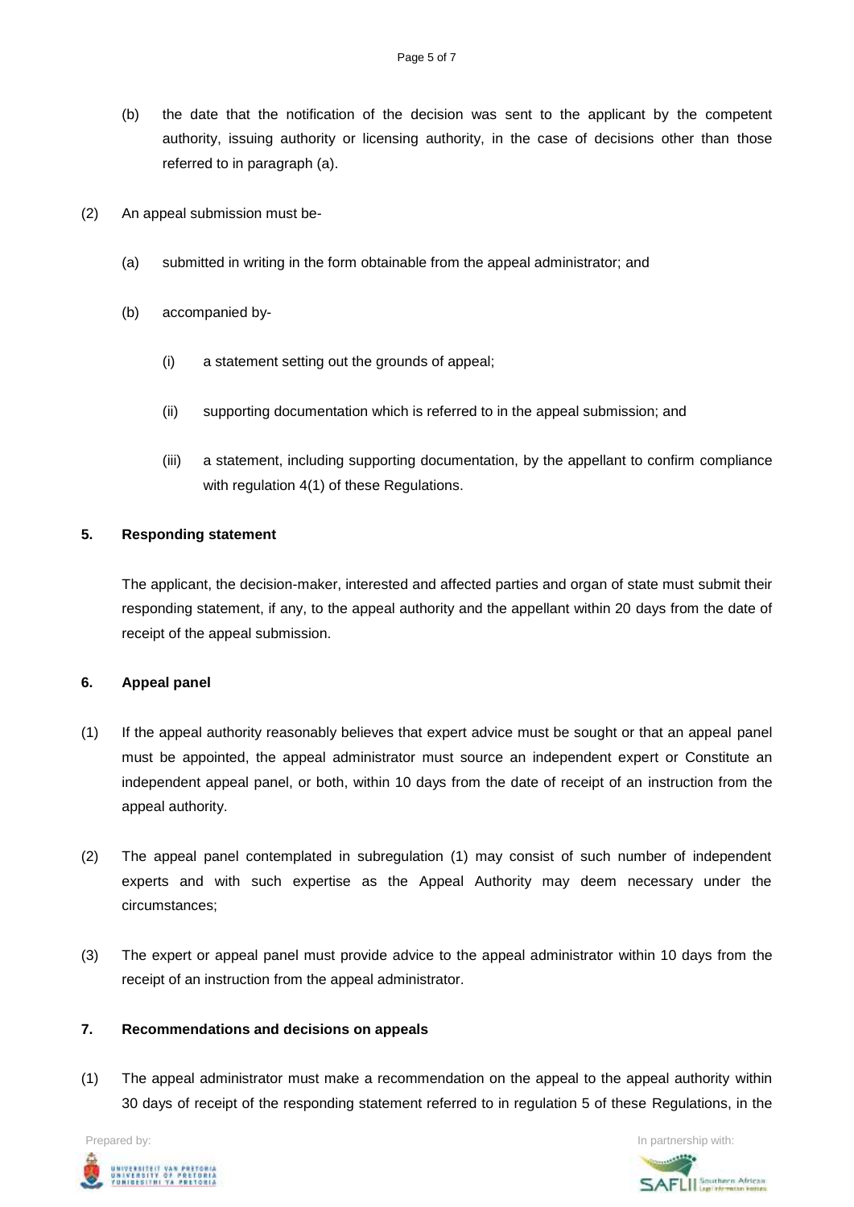(b) the date that the notification of the decision was sent to the applicant by the competent authority, issuing authority or licensing authority, in the case of decisions other than those referred to in paragraph (a).

(2) An appeal submission must be-

(a) submitted in writing in the form obtainable from the appeal administrator; and

(b) accompanied by-

(i) a statement setting out the grounds of appeal;

(ii) supporting documentation which is referred to in the appeal submission; and

(iii) a statement, including supporting documentation, by the appellant to confirm compliance with regulation 4(1) of these Regulations.

**5. Responding statement**

The applicant, the decision-maker, interested and affected parties and organ of state must submit their responding statement, if any, to the appeal authority and the appellant within 20 days from the date of receipt of the appeal submission.

**6. Appeal panel**

(1) If the appeal authority reasonably believes that expert advice must be sought or that an appeal panel must be appointed, the appeal administrator must source an independent expert or Constitute an independent appeal panel, or both, within 10 days from the date of receipt of an instruction from the appeal authority.

(2) The appeal panel contemplated in subregulation (1) may consist of such number of independent experts and with such expertise as the Appeal Authority may deem necessary under the circumstances;

(3) The expert or appeal panel must provide advice to the appeal administrator within 10 days from the receipt of an instruction from the appeal administrator.

**7. Recommendations and decisions on appeals**

(1) The appeal administrator must make a recommendation on the appeal to the appeal authority within 30 days of receipt of the responding statement referred to in regulation 5 of these Regulations, in the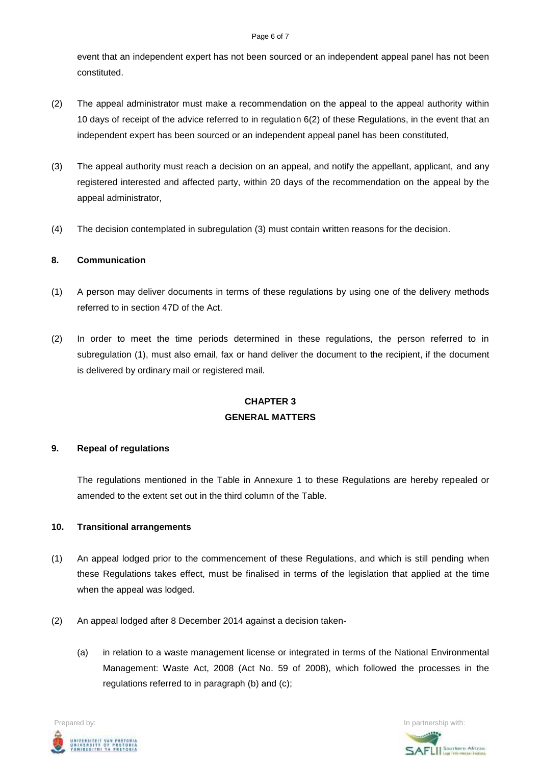event that an independent expert has not been sourced or an independent appeal panel has not been constituted.

(2) The appeal administrator must make a recommendation on the appeal to the appeal authority within 10 days of receipt of the advice referred to in regulation 6(2) of these Regulations, in the event that an independent expert has been sourced or an independent appeal panel has been constituted,

(3) The appeal authority must reach a decision on an appeal, and notify the appellant, applicant, and any registered interested and affected party, within 20 days of the recommendation on the appeal by the appeal administrator,

(4) The decision contemplated in subregulation (3) must contain written reasons for the decision.

**8. Communication**

(1) A person may deliver documents in terms of these regulations by using one of the delivery methods referred to in section 47D of the Act.

(2) In order to meet the time periods determined in these regulations, the person referred to in subregulation (1), must also email, fax or hand deliver the document to the recipient, if the document is delivered by ordinary mail or registered mail.

## CHAPTER 3
## GENERAL MATTERS

**9. Repeal of regulations**

The regulations mentioned in the Table in Annexure 1 to these Regulations are hereby repealed or amended to the extent set out in the third column of the Table.

**10. Transitional arrangements**

(1) An appeal lodged prior to the commencement of these Regulations, and which is still pending when these Regulations takes effect, must be finalised in terms of the legislation that applied at the time when the appeal was lodged.

(2) An appeal lodged after 8 December 2014 against a decision taken-

(a) in relation to a waste management license or integrated in terms of the National Environmental Management: Waste Act, 2008 (Act No. 59 of 2008), which followed the processes in the regulations referred to in paragraph (b) and (c);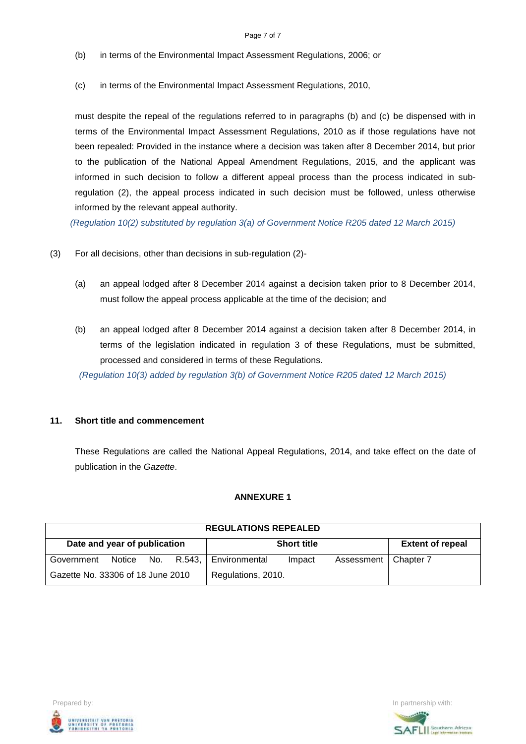(b) in terms of the Environmental Impact Assessment Regulations, 2006; or

(c) in terms of the Environmental Impact Assessment Regulations, 2010,

must despite the repeal of the regulations referred to in paragraphs (b) and (c) be dispensed with in terms of the Environmental Impact Assessment Regulations, 2010 as if those regulations have not been repealed: Provided in the instance where a decision was taken after 8 December 2014, but prior to the publication of the National Appeal Amendment Regulations, 2015, and the applicant was informed in such decision to follow a different appeal process than the process indicated in sub-regulation (2), the appeal process indicated in such decision must be followed, unless otherwise informed by the relevant appeal authority.

*(Regulation 10(2) substituted by regulation 3(a) of Government Notice R205 dated 12 March 2015)*

(3) For all decisions, other than decisions in sub-regulation (2)-

(a) an appeal lodged after 8 December 2014 against a decision taken prior to 8 December 2014, must follow the appeal process applicable at the time of the decision; and

(b) an appeal lodged after 8 December 2014 against a decision taken after 8 December 2014, in terms of the legislation indicated in regulation 3 of these Regulations, must be submitted, processed and considered in terms of these Regulations.

*(Regulation 10(3) added by regulation 3(b) of Government Notice R205 dated 12 March 2015)*

**11. Short title and commencement**

These Regulations are called the National Appeal Regulations, 2014, and take effect on the date of publication in the *Gazette*.

**ANNEXURE 1**

| **REGULATIONS REPEALED** | | |
|---|---|---|
| **Date and year of publication** | **Short title** | **Extent of repeal** |
| Government Notice No. R.543, Gazette No. 33306 of 18 June 2010 | Environmental Impact Assessment Regulations, 2010. | Chapter 7 |